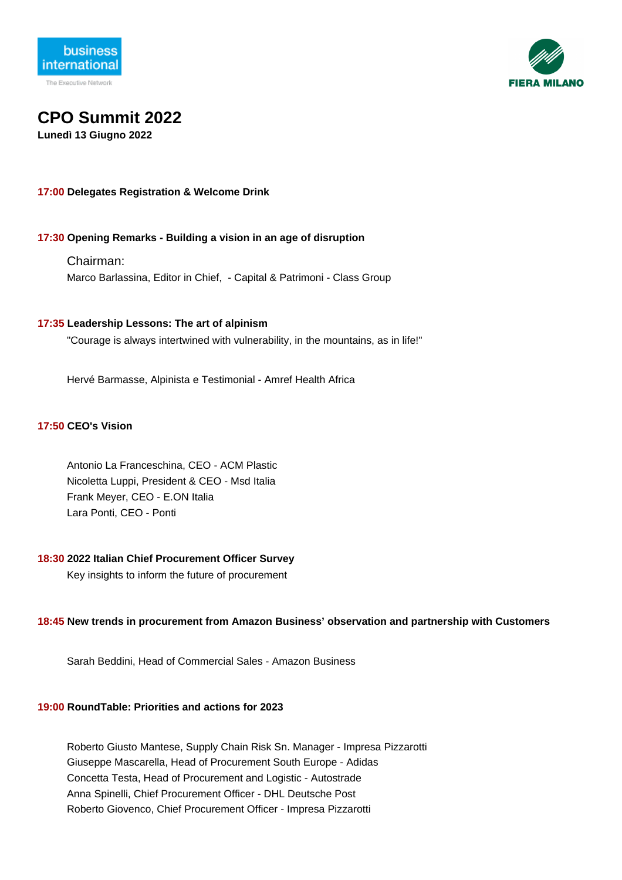# CPO Summit 2022

**Lunedì 13 Giugno 2022**

**17:00 Delegates Registration & Welcome Drink**

**17:30 Opening Remarks - Building a vision in an age of disruption**

Chairman:
Marco Barlassina, Editor in Chief, - Capital & Patrimoni - Class Group

**17:35 Leadership Lessons: The art of alpinism**

"Courage is always intertwined with vulnerability, in the mountains, as in life!"

Hervé Barmasse, Alpinista e Testimonial - Amref Health Africa

**17:50 CEO's Vision**

Antonio La Franceschina, CEO - ACM Plastic
Nicoletta Luppi, President & CEO - Msd Italia
Frank Meyer, CEO - E.ON Italia
Lara Ponti, CEO - Ponti

**18:30 2022 Italian Chief Procurement Officer Survey**

Key insights to inform the future of procurement

**18:45 New trends in procurement from Amazon Business' observation and partnership with Customers**

Sarah Beddini, Head of Commercial Sales - Amazon Business

**19:00 RoundTable: Priorities and actions for 2023**

Roberto Giusto Mantese, Supply Chain Risk Sn. Manager - Impresa Pizzarotti
Giuseppe Mascarella, Head of Procurement South Europe - Adidas
Concetta Testa, Head of Procurement and Logistic - Autostrade
Anna Spinelli, Chief Procurement Officer - DHL Deutsche Post
Roberto Giovenco, Chief Procurement Officer - Impresa Pizzarotti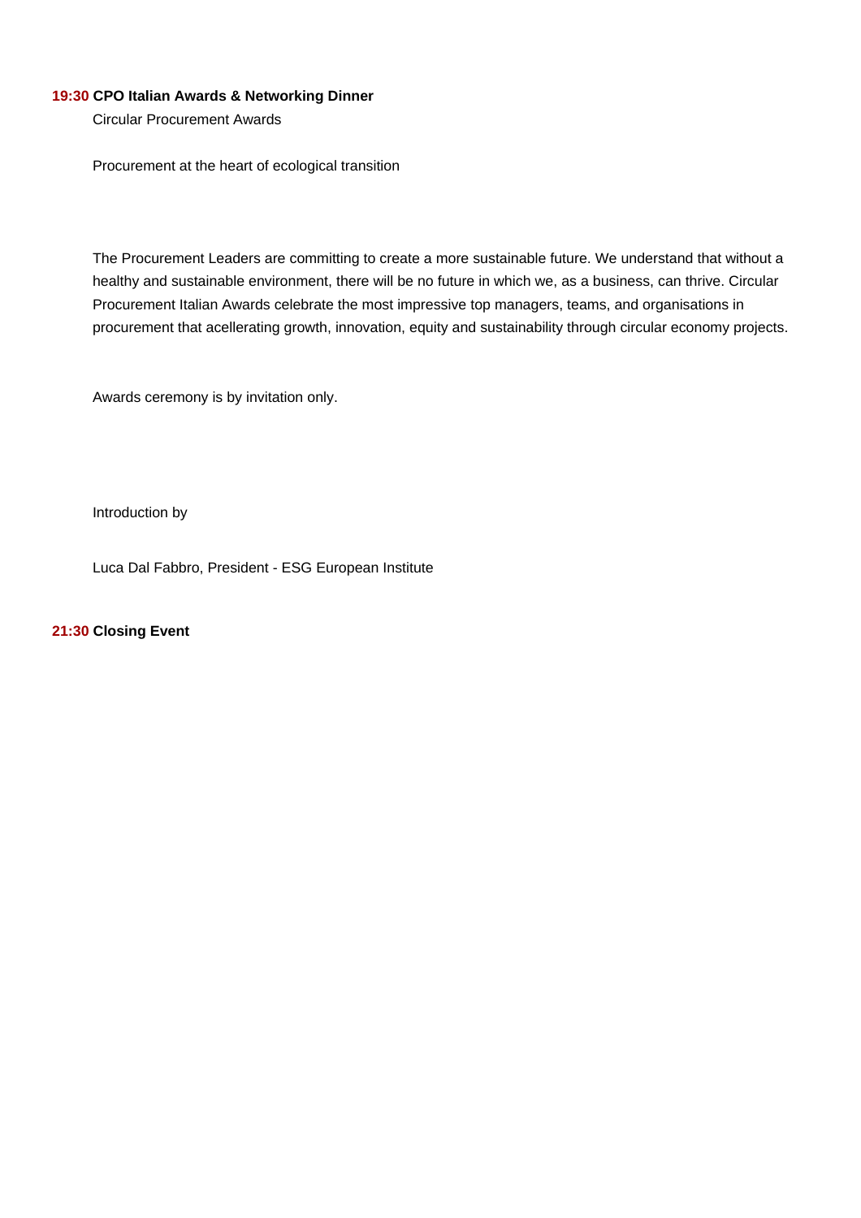**19:30 CPO Italian Awards & Networking Dinner**

Circular Procurement Awards

Procurement at the heart of ecological transition

The Procurement Leaders are committing to create a more sustainable future. We understand that without a healthy and sustainable environment, there will be no future in which we, as a business, can thrive. Circular Procurement Italian Awards celebrate the most impressive top managers, teams, and organisations in procurement that acellerating growth, innovation, equity and sustainability through circular economy projects.

Awards ceremony is by invitation only.

Introduction by

Luca Dal Fabbro, President - ESG European Institute

**21:30 Closing Event**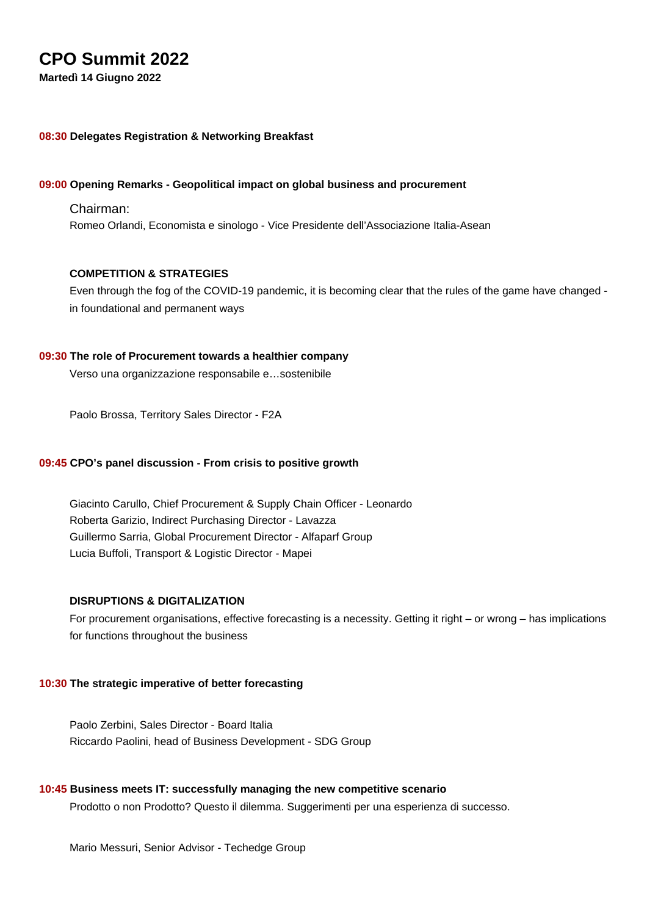# CPO Summit 2022

**Martedì 14 Giugno 2022**

**08:30 Delegates Registration & Networking Breakfast**

**09:00 Opening Remarks - Geopolitical impact on global business and procurement**

Chairman:

Romeo Orlandi, Economista e sinologo - Vice Presidente dell'Associazione Italia-Asean

**COMPETITION & STRATEGIES**

Even through the fog of the COVID-19 pandemic, it is becoming clear that the rules of the game have changed - in foundational and permanent ways

**09:30 The role of Procurement towards a healthier company**

Verso una organizzazione responsabile e…sostenibile

Paolo Brossa, Territory Sales Director - F2A

**09:45 CPO's panel discussion - From crisis to positive growth**

Giacinto Carullo, Chief Procurement & Supply Chain Officer - Leonardo
Roberta Garizio, Indirect Purchasing Director - Lavazza
Guillermo Sarria, Global Procurement Director - Alfaparf Group
Lucia Buffoli, Transport & Logistic Director - Mapei

**DISRUPTIONS & DIGITALIZATION**

For procurement organisations, effective forecasting is a necessity. Getting it right – or wrong – has implications for functions throughout the business

**10:30 The strategic imperative of better forecasting**

Paolo Zerbini, Sales Director - Board Italia
Riccardo Paolini, head of Business Development - SDG Group

**10:45 Business meets IT: successfully managing the new competitive scenario**

Prodotto o non Prodotto? Questo il dilemma. Suggerimenti per una esperienza di successo.

Mario Messuri, Senior Advisor - Techedge Group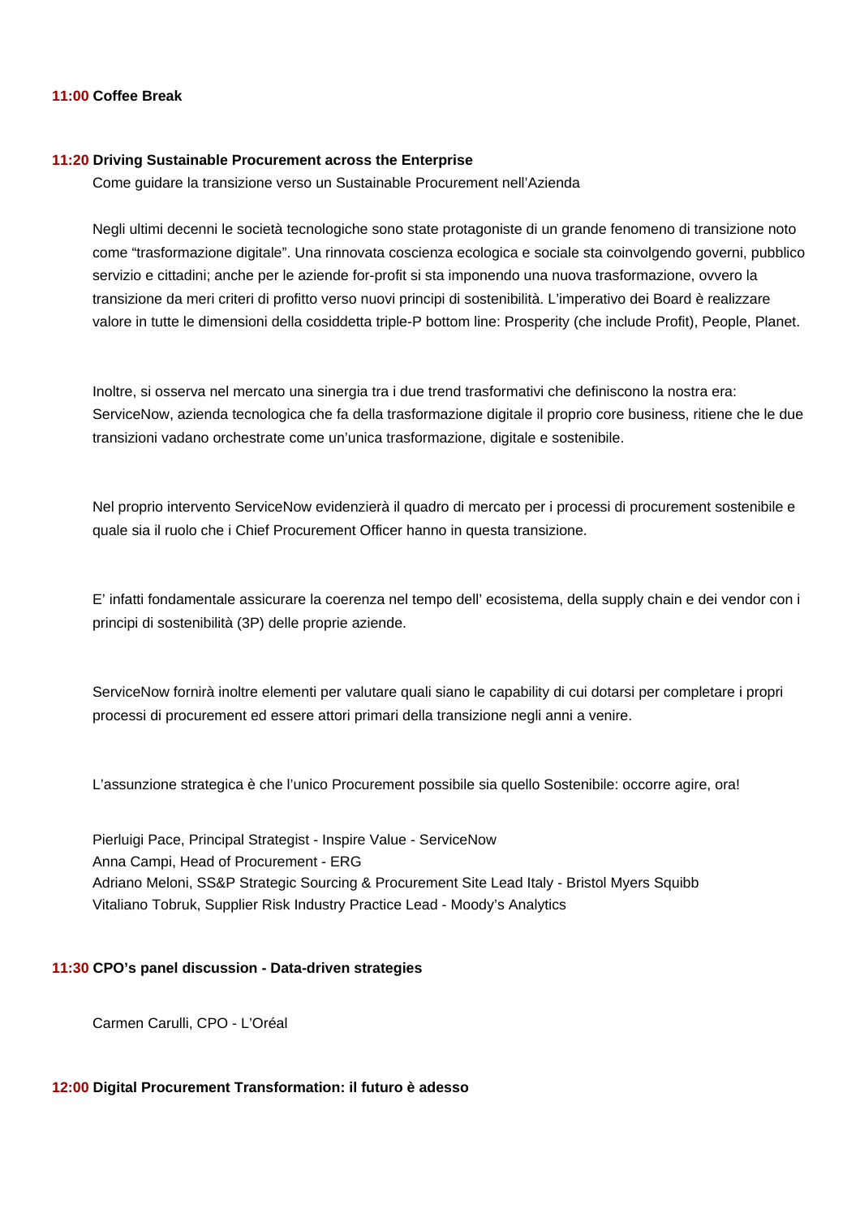**11:00 Coffee Break**

**11:20 Driving Sustainable Procurement across the Enterprise**

Come guidare la transizione verso un Sustainable Procurement nell'Azienda

Negli ultimi decenni le società tecnologiche sono state protagoniste di un grande fenomeno di transizione noto come "trasformazione digitale". Una rinnovata coscienza ecologica e sociale sta coinvolgendo governi, pubblico servizio e cittadini; anche per le aziende for-profit si sta imponendo una nuova trasformazione, ovvero la transizione da meri criteri di profitto verso nuovi principi di sostenibilità. L'imperativo dei Board è realizzare valore in tutte le dimensioni della cosiddetta triple-P bottom line: Prosperity (che include Profit), People, Planet.

Inoltre, si osserva nel mercato una sinergia tra i due trend trasformativi che definiscono la nostra era: ServiceNow, azienda tecnologica che fa della trasformazione digitale il proprio core business, ritiene che le due transizioni vadano orchestrate come un'unica trasformazione, digitale e sostenibile.

Nel proprio intervento ServiceNow evidenzierà il quadro di mercato per i processi di procurement sostenibile e quale sia il ruolo che i Chief Procurement Officer hanno in questa transizione.

E' infatti fondamentale assicurare la coerenza nel tempo dell' ecosistema, della supply chain e dei vendor con i principi di sostenibilità (3P) delle proprie aziende.

ServiceNow fornirà inoltre elementi per valutare quali siano le capability di cui dotarsi per completare i propri processi di procurement ed essere attori primari della transizione negli anni a venire.

L'assunzione strategica è che l'unico Procurement possibile sia quello Sostenibile: occorre agire, ora!

Pierluigi Pace, Principal Strategist - Inspire Value - ServiceNow
Anna Campi, Head of Procurement - ERG
Adriano Meloni, SS&P Strategic Sourcing & Procurement Site Lead Italy - Bristol Myers Squibb
Vitaliano Tobruk, Supplier Risk Industry Practice Lead - Moody's Analytics

**11:30 CPO's panel discussion - Data-driven strategies**

Carmen Carulli, CPO - L'Oréal

**12:00 Digital Procurement Transformation: il futuro è adesso**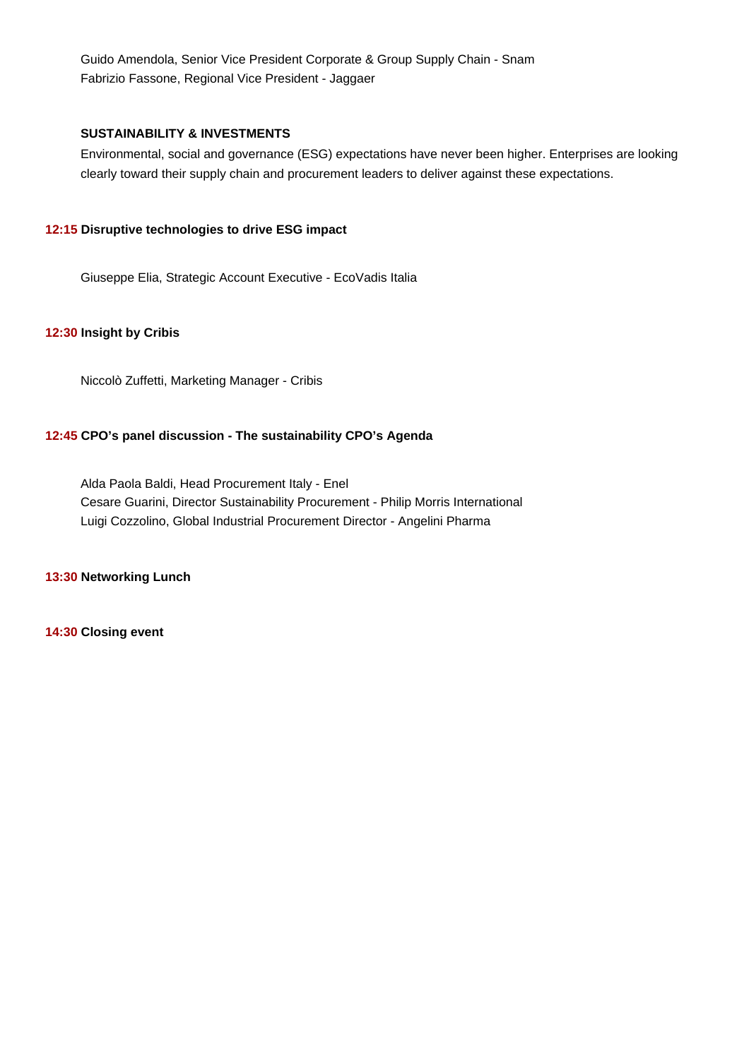Guido Amendola, Senior Vice President Corporate & Group Supply Chain - Snam
Fabrizio Fassone, Regional Vice President - Jaggaer

**SUSTAINABILITY & INVESTMENTS**

Environmental, social and governance (ESG) expectations have never been higher. Enterprises are looking clearly toward their supply chain and procurement leaders to deliver against these expectations.

**12:15 Disruptive technologies to drive ESG impact**

Giuseppe Elia, Strategic Account Executive - EcoVadis Italia

**12:30 Insight by Cribis**

Niccolò Zuffetti, Marketing Manager - Cribis

**12:45 CPO's panel discussion - The sustainability CPO's Agenda**

Alda Paola Baldi, Head Procurement Italy - Enel
Cesare Guarini, Director Sustainability Procurement - Philip Morris International
Luigi Cozzolino, Global Industrial Procurement Director - Angelini Pharma

**13:30 Networking Lunch**

**14:30 Closing event**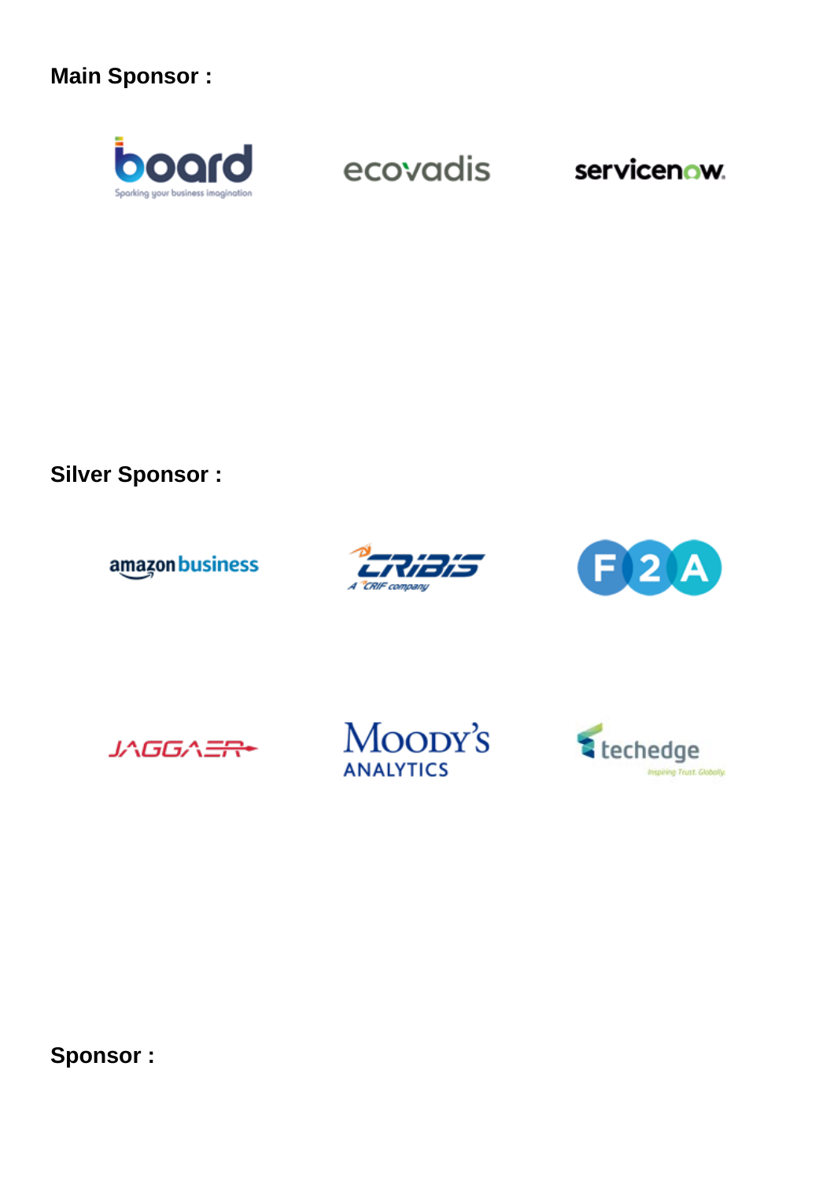**Main Sponsor :**

board
Sparking your business imagination

ecovadis

servicenow

**Silver Sponsor :**

amazon business

CRIBIS
A CRIF company

F2A

JAGGAER

Moody's
ANALYTICS

techedge
Inspiring Trust. Globally.

**Sponsor :**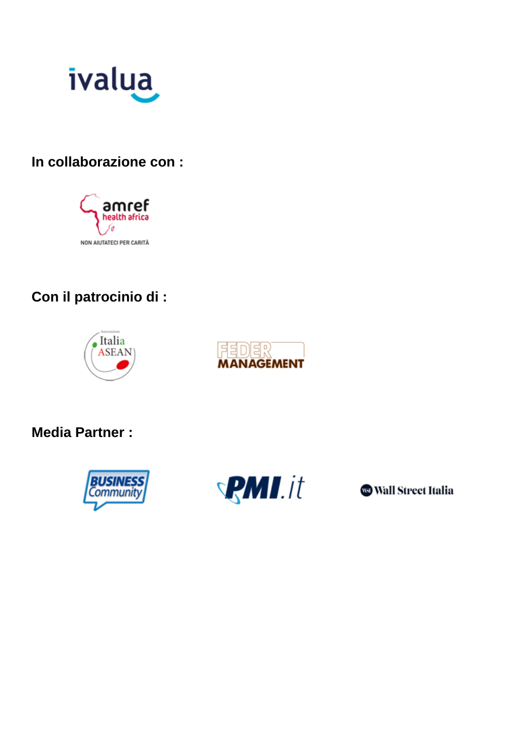ivalua

**In collaborazione con :**

amref health africa

NON AIUTATECI PER CARITÀ

**Con il patrocinio di :**

Associazione Italia ASEAN

FEDER MANAGEMENT

**Media Partner :**

BUSINESS Community

PMI.it

Wall Street Italia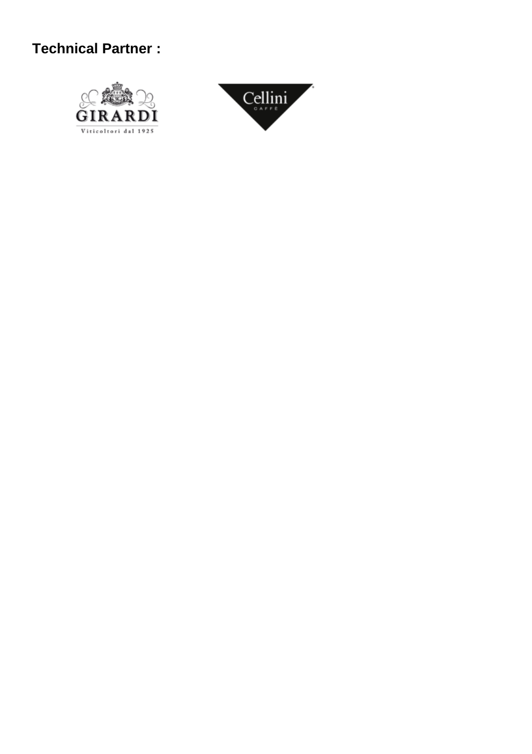**Technical Partner :**